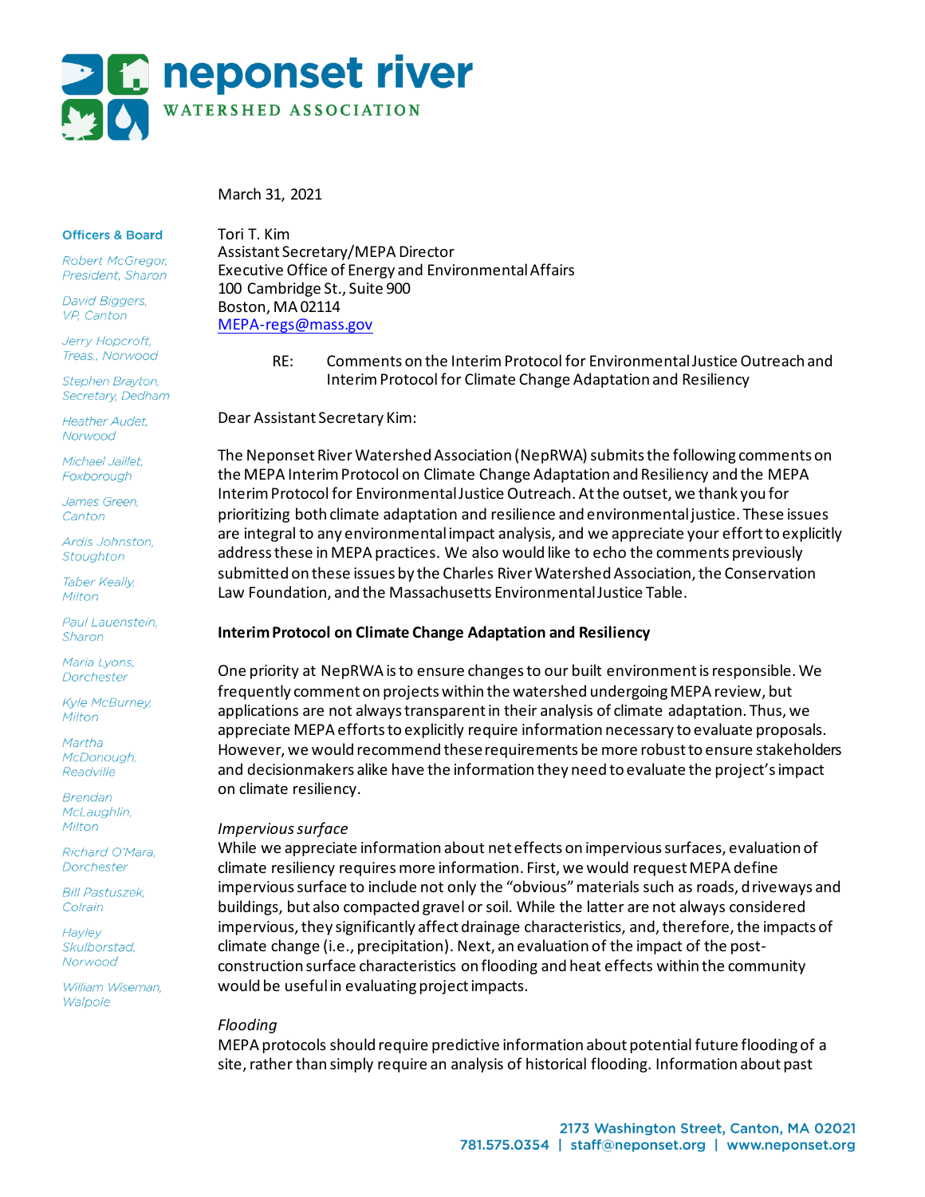# neponset river

WATERSHED ASSOCIATION

**Officers & Board**

*Robert McGregor, President, Sharon*

*David Biggers, VP, Canton*

*Jerry Hopcroft, Treas., Norwood*

*Stephen Brayton, Secretary, Dedham*

*Heather Audet, Norwood*

*Michael Jaillet, Foxborough*

*James Green, Canton*

*Ardis Johnston, Stoughton*

*Taber Keally, Milton*

*Paul Lauenstein, Sharon*

*Maria Lyons, Dorchester*

*Kyle McBurney, Milton*

*Martha McDonough, Readville*

*Brendan McLaughlin, Milton*

*Richard O'Mara, Dorchester*

*Bill Pastuszek, Colrain*

*Hayley Skulborstad, Norwood*

*William Wiseman, Walpole*

March 31, 2021

Tori T. Kim
Assistant Secretary/MEPA Director
Executive Office of Energy and Environmental Affairs
100 Cambridge St., Suite 900
Boston, MA 02114
MEPA-regs@mass.gov

RE: Comments on the Interim Protocol for Environmental Justice Outreach and Interim Protocol for Climate Change Adaptation and Resiliency

Dear Assistant Secretary Kim:

The Neponset River Watershed Association (NepRWA) submits the following comments on the MEPA Interim Protocol on Climate Change Adaptation and Resiliency and the MEPA Interim Protocol for Environmental Justice Outreach. At the outset, we thank you for prioritizing both climate adaptation and resilience and environmental justice. These issues are integral to any environmental impact analysis, and we appreciate your effort to explicitly address these in MEPA practices. We also would like to echo the comments previously submitted on these issues by the Charles River Watershed Association, the Conservation Law Foundation, and the Massachusetts Environmental Justice Table.

**Interim Protocol on Climate Change Adaptation and Resiliency**

One priority at NepRWA is to ensure changes to our built environment is responsible. We frequently comment on projects within the watershed undergoing MEPA review, but applications are not always transparent in their analysis of climate adaptation. Thus, we appreciate MEPA efforts to explicitly require information necessary to evaluate proposals. However, we would recommend these requirements be more robust to ensure stakeholders and decisionmakers alike have the information they need to evaluate the project's impact on climate resiliency.

*Impervious surface*
While we appreciate information about net effects on impervious surfaces, evaluation of climate resiliency requires more information. First, we would request MEPA define impervious surface to include not only the "obvious" materials such as roads, driveways and buildings, but also compacted gravel or soil. While the latter are not always considered impervious, they significantly affect drainage characteristics, and, therefore, the impacts of climate change (i.e., precipitation). Next, an evaluation of the impact of the post-construction surface characteristics on flooding and heat effects within the community would be useful in evaluating project impacts.

*Flooding*
MEPA protocols should require predictive information about potential future flooding of a site, rather than simply require an analysis of historical flooding. Information about past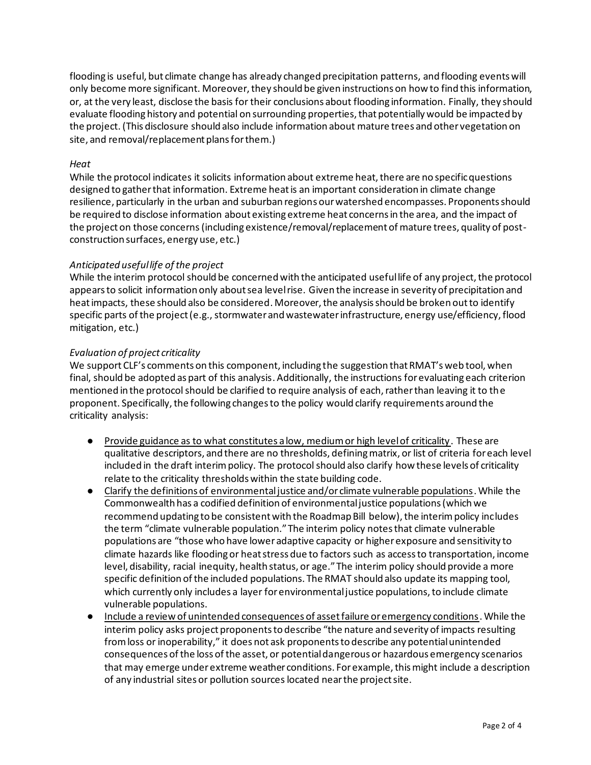flooding is useful, but climate change has already changed precipitation patterns, and flooding events will only become more significant. Moreover, they should be given instructions on how to find this information, or, at the very least, disclose the basis for their conclusions about flooding information. Finally, they should evaluate flooding history and potential on surrounding properties, that potentially would be impacted by the project. (This disclosure should also include information about mature trees and other vegetation on site, and removal/replacement plans for them.)

*Heat*

While the protocol indicates it solicits information about extreme heat, there are no specific questions designed to gather that information. Extreme heat is an important consideration in climate change resilience, particularly in the urban and suburban regions our watershed encompasses. Proponents should be required to disclose information about existing extreme heat concerns in the area, and the impact of the project on those concerns (including existence/removal/replacement of mature trees, quality of post-construction surfaces, energy use, etc.)

*Anticipated useful life of the project*

While the interim protocol should be concerned with the anticipated useful life of any project, the protocol appears to solicit information only about sea level rise. Given the increase in severity of precipitation and heat impacts, these should also be considered. Moreover, the analysis should be broken out to identify specific parts of the project (e.g., stormwater and wastewater infrastructure, energy use/efficiency, flood mitigation, etc.)

*Evaluation of project criticality*

We support CLF's comments on this component, including the suggestion that RMAT's web tool, when final, should be adopted as part of this analysis. Additionally, the instructions for evaluating each criterion mentioned in the protocol should be clarified to require analysis of each, rather than leaving it to the proponent. Specifically, the following changes to the policy would clarify requirements around the criticality analysis:

- <u>Provide guidance as to what constitutes a low, medium or high level of criticality</u>. These are qualitative descriptors, and there are no thresholds, defining matrix, or list of criteria for each level included in the draft interim policy. The protocol should also clarify how these levels of criticality relate to the criticality thresholds within the state building code.
- <u>Clarify the definitions of environmental justice and/or climate vulnerable populations</u>. While the Commonwealth has a codified definition of environmental justice populations (which we recommend updating to be consistent with the Roadmap Bill below), the interim policy includes the term "climate vulnerable population." The interim policy notes that climate vulnerable populations are "those who have lower adaptive capacity or higher exposure and sensitivity to climate hazards like flooding or heat stress due to factors such as access to transportation, income level, disability, racial inequity, health status, or age." The interim policy should provide a more specific definition of the included populations. The RMAT should also update its mapping tool, which currently only includes a layer for environmental justice populations, to include climate vulnerable populations.
- <u>Include a review of unintended consequences of asset failure or emergency conditions</u>. While the interim policy asks project proponents to describe "the nature and severity of impacts resulting from loss or inoperability," it does not ask proponents to describe any potential unintended consequences of the loss of the asset, or potential dangerous or hazardous emergency scenarios that may emerge under extreme weather conditions. For example, this might include a description of any industrial sites or pollution sources located near the project site.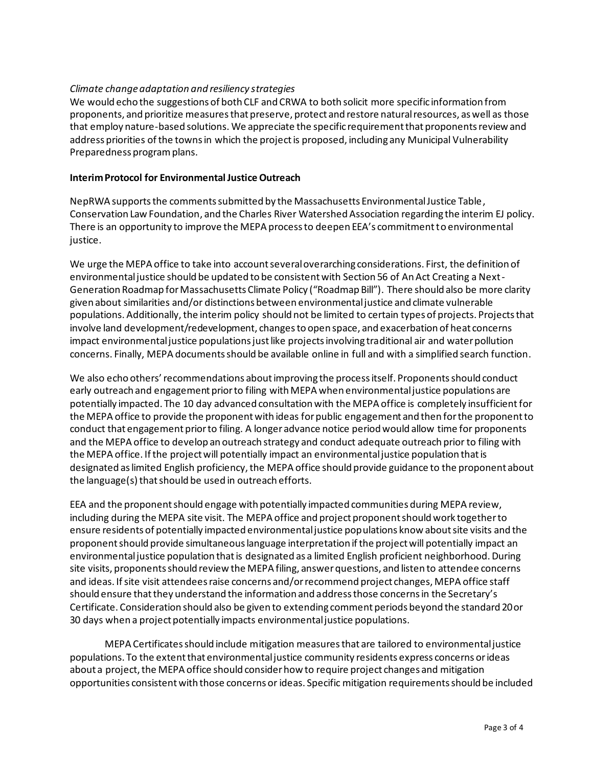*Climate change adaptation and resiliency strategies*

We would echo the suggestions of both CLF and CRWA to both solicit more specific information from proponents, and prioritize measures that preserve, protect and restore natural resources, as well as those that employ nature-based solutions. We appreciate the specific requirement that proponents review and address priorities of the towns in which the project is proposed, including any Municipal Vulnerability Preparedness program plans.

**Interim Protocol for Environmental Justice Outreach**

NepRWA supports the comments submitted by the Massachusetts Environmental Justice Table, Conservation Law Foundation, and the Charles River Watershed Association regarding the interim EJ policy. There is an opportunity to improve the MEPA process to deepen EEA's commitment to environmental justice.

We urge the MEPA office to take into account several overarching considerations. First, the definition of environmental justice should be updated to be consistent with Section 56 of An Act Creating a Next-Generation Roadmap for Massachusetts Climate Policy ("Roadmap Bill"). There should also be more clarity given about similarities and/or distinctions between environmental justice and climate vulnerable populations. Additionally, the interim policy should not be limited to certain types of projects. Projects that involve land development/redevelopment, changes to open space, and exacerbation of heat concerns impact environmental justice populations just like projects involving traditional air and water pollution concerns. Finally, MEPA documents should be available online in full and with a simplified search function.

We also echo others' recommendations about improving the process itself. Proponents should conduct early outreach and engagement prior to filing with MEPA when environmental justice populations are potentially impacted. The 10 day advanced consultation with the MEPA office is completely insufficient for the MEPA office to provide the proponent with ideas for public engagement and then for the proponent to conduct that engagement prior to filing. A longer advance notice period would allow time for proponents and the MEPA office to develop an outreach strategy and conduct adequate outreach prior to filing with the MEPA office. If the project will potentially impact an environmental justice population that is designated as limited English proficiency, the MEPA office should provide guidance to the proponent about the language(s) that should be used in outreach efforts.

EEA and the proponent should engage with potentially impacted communities during MEPA review, including during the MEPA site visit. The MEPA office and project proponent should work together to ensure residents of potentially impacted environmental justice populations know about site visits and the proponent should provide simultaneous language interpretation if the project will potentially impact an environmental justice population that is designated as a limited English proficient neighborhood. During site visits, proponents should review the MEPA filing, answer questions, and listen to attendee concerns and ideas. If site visit attendees raise concerns and/or recommend project changes, MEPA office staff should ensure that they understand the information and address those concerns in the Secretary's Certificate. Consideration should also be given to extending comment periods beyond the standard 20 or 30 days when a project potentially impacts environmental justice populations.

MEPA Certificates should include mitigation measures that are tailored to environmental justice populations. To the extent that environmental justice community residents express concerns or ideas about a project, the MEPA office should consider how to require project changes and mitigation opportunities consistent with those concerns or ideas. Specific mitigation requirements should be included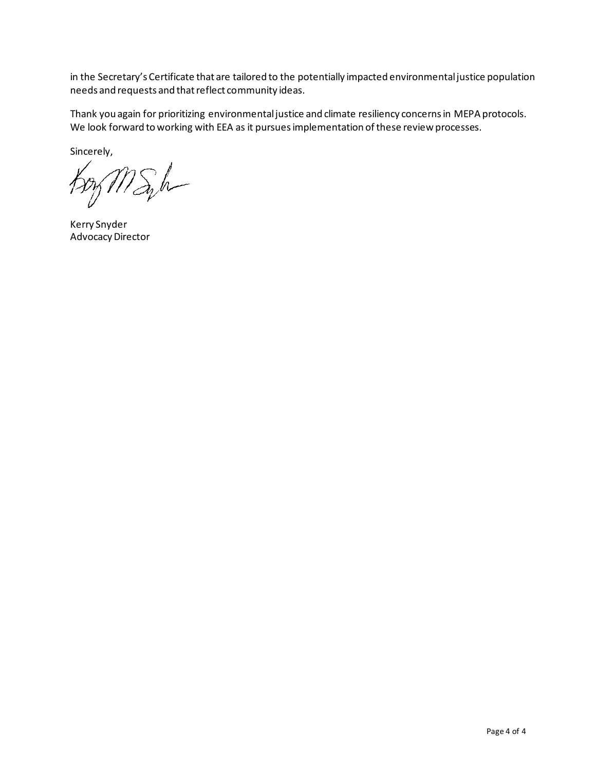in the Secretary's Certificate that are tailored to the potentially impacted environmental justice population needs and requests and that reflect community ideas.

Thank you again for prioritizing environmental justice and climate resiliency concerns in MEPA protocols. We look forward to working with EEA as it pursues implementation of these review processes.

Sincerely,

Kerry Snyder
Advocacy Director